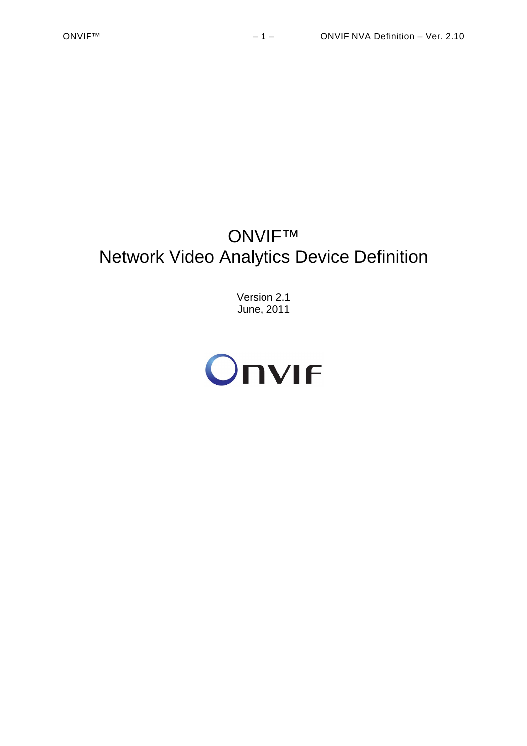# ONVIF™
# Network Video Analytics Device Definition

Version 2.1
June, 2011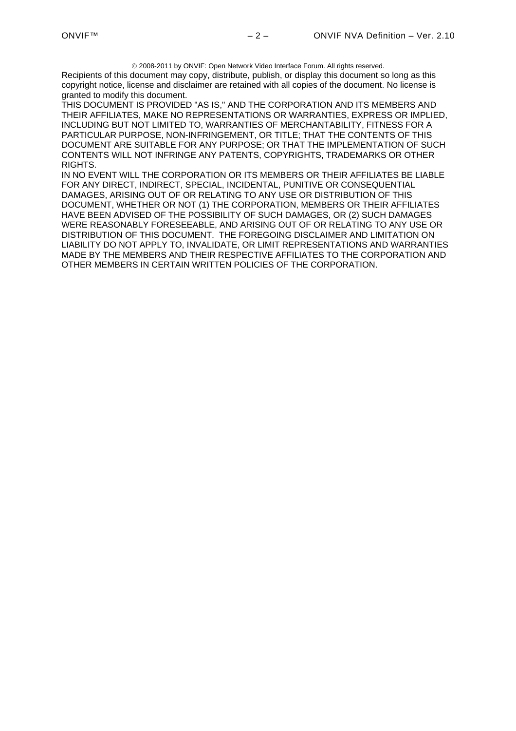© 2008-2011 by ONVIF: Open Network Video Interface Forum. All rights reserved.

Recipients of this document may copy, distribute, publish, or display this document so long as this copyright notice, license and disclaimer are retained with all copies of the document. No license is granted to modify this document.

THIS DOCUMENT IS PROVIDED "AS IS," AND THE CORPORATION AND ITS MEMBERS AND THEIR AFFILIATES, MAKE NO REPRESENTATIONS OR WARRANTIES, EXPRESS OR IMPLIED, INCLUDING BUT NOT LIMITED TO, WARRANTIES OF MERCHANTABILITY, FITNESS FOR A PARTICULAR PURPOSE, NON-INFRINGEMENT, OR TITLE; THAT THE CONTENTS OF THIS DOCUMENT ARE SUITABLE FOR ANY PURPOSE; OR THAT THE IMPLEMENTATION OF SUCH CONTENTS WILL NOT INFRINGE ANY PATENTS, COPYRIGHTS, TRADEMARKS OR OTHER RIGHTS.

IN NO EVENT WILL THE CORPORATION OR ITS MEMBERS OR THEIR AFFILIATES BE LIABLE FOR ANY DIRECT, INDIRECT, SPECIAL, INCIDENTAL, PUNITIVE OR CONSEQUENTIAL DAMAGES, ARISING OUT OF OR RELATING TO ANY USE OR DISTRIBUTION OF THIS DOCUMENT, WHETHER OR NOT (1) THE CORPORATION, MEMBERS OR THEIR AFFILIATES HAVE BEEN ADVISED OF THE POSSIBILITY OF SUCH DAMAGES, OR (2) SUCH DAMAGES WERE REASONABLY FORESEEABLE, AND ARISING OUT OF OR RELATING TO ANY USE OR DISTRIBUTION OF THIS DOCUMENT. THE FOREGOING DISCLAIMER AND LIMITATION ON LIABILITY DO NOT APPLY TO, INVALIDATE, OR LIMIT REPRESENTATIONS AND WARRANTIES MADE BY THE MEMBERS AND THEIR RESPECTIVE AFFILIATES TO THE CORPORATION AND OTHER MEMBERS IN CERTAIN WRITTEN POLICIES OF THE CORPORATION.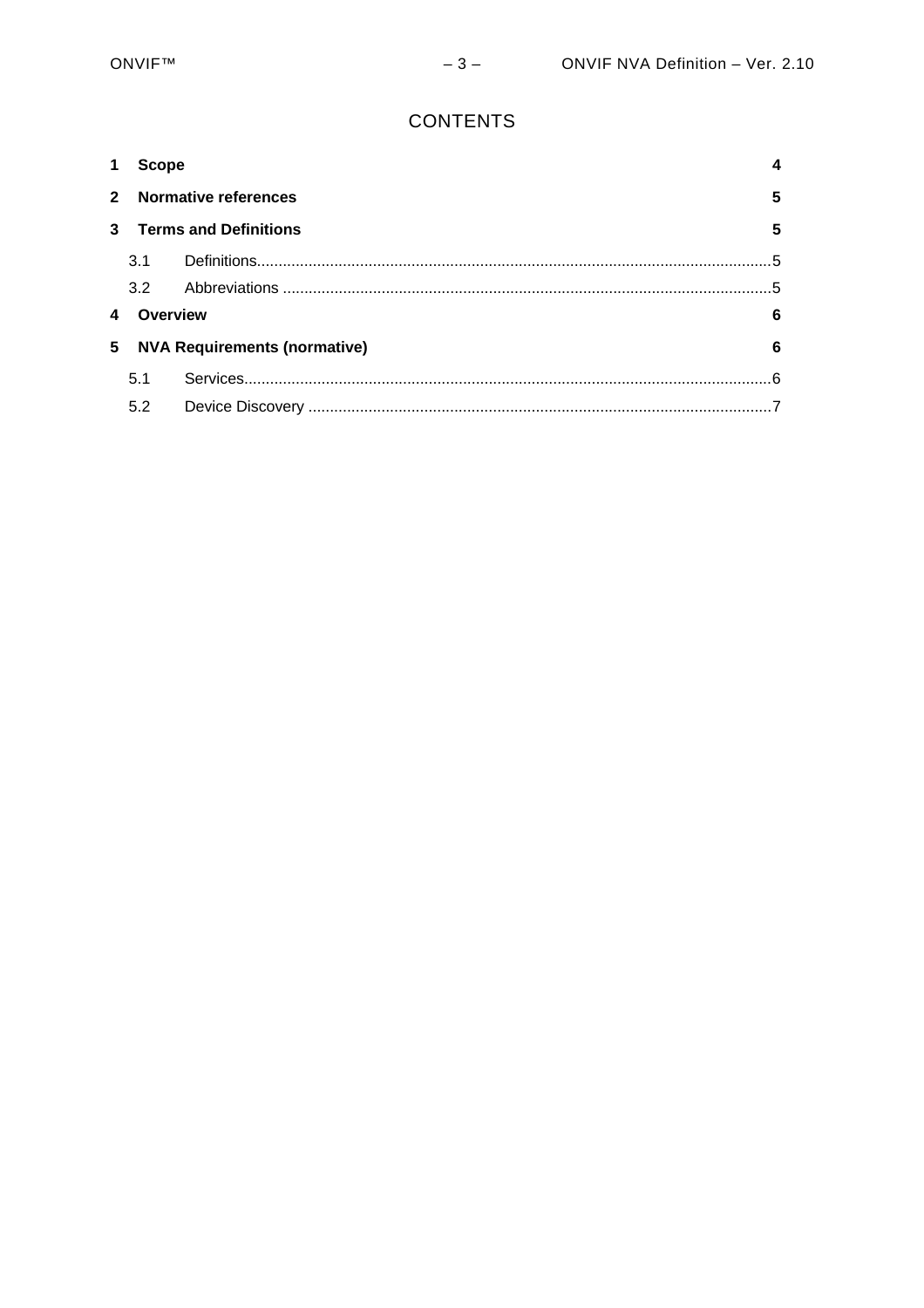# CONTENTS

**1 Scope** 4

**2 Normative references** 5

**3 Terms and Definitions** 5

- 3.1 Definitions 5
- 3.2 Abbreviations 5

**4 Overview** 6

**5 NVA Requirements (normative)** 6

- 5.1 Services 6
- 5.2 Device Discovery 7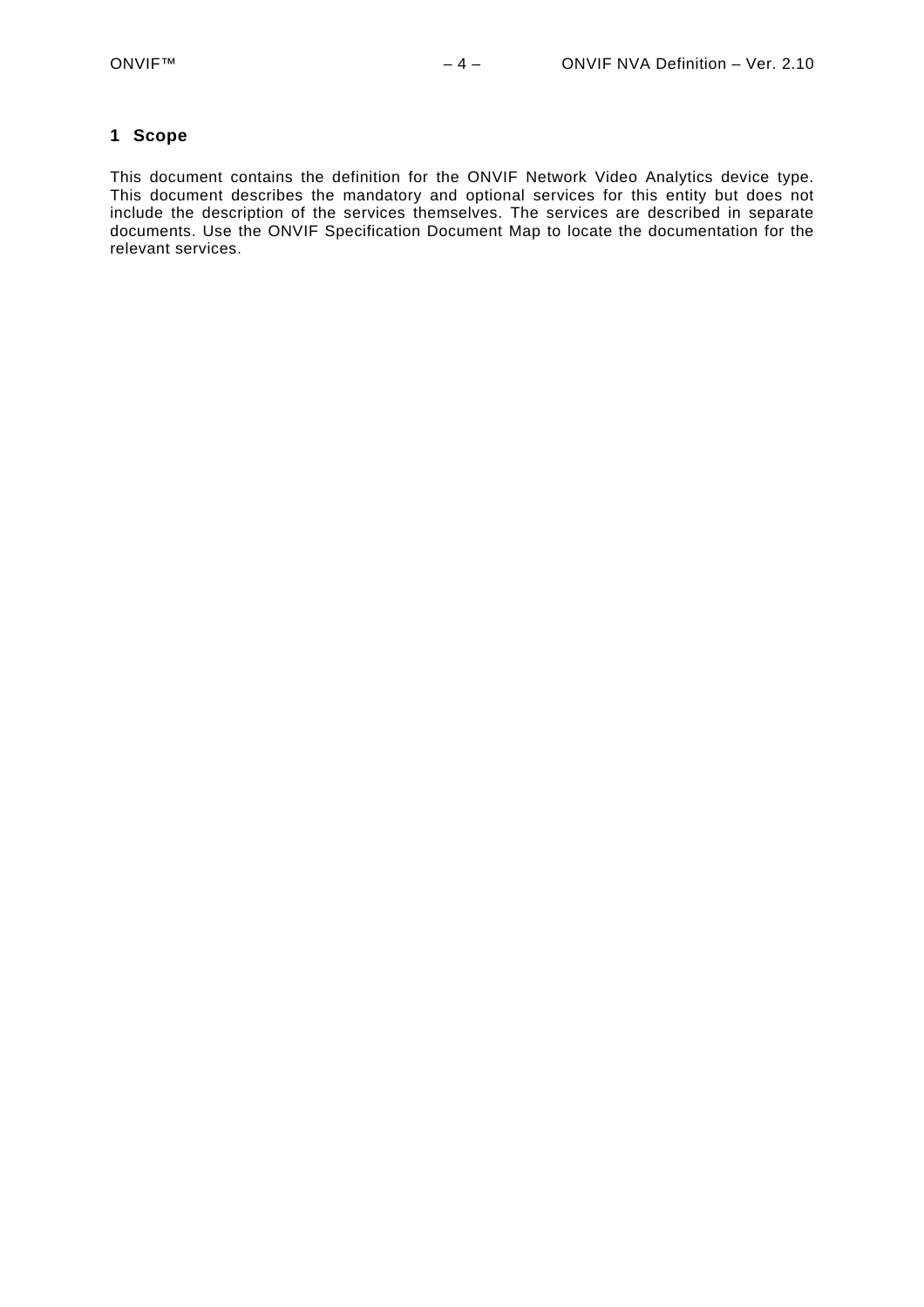# 1 Scope

This document contains the definition for the ONVIF Network Video Analytics device type. This document describes the mandatory and optional services for this entity but does not include the description of the services themselves. The services are described in separate documents. Use the ONVIF Specification Document Map to locate the documentation for the relevant services.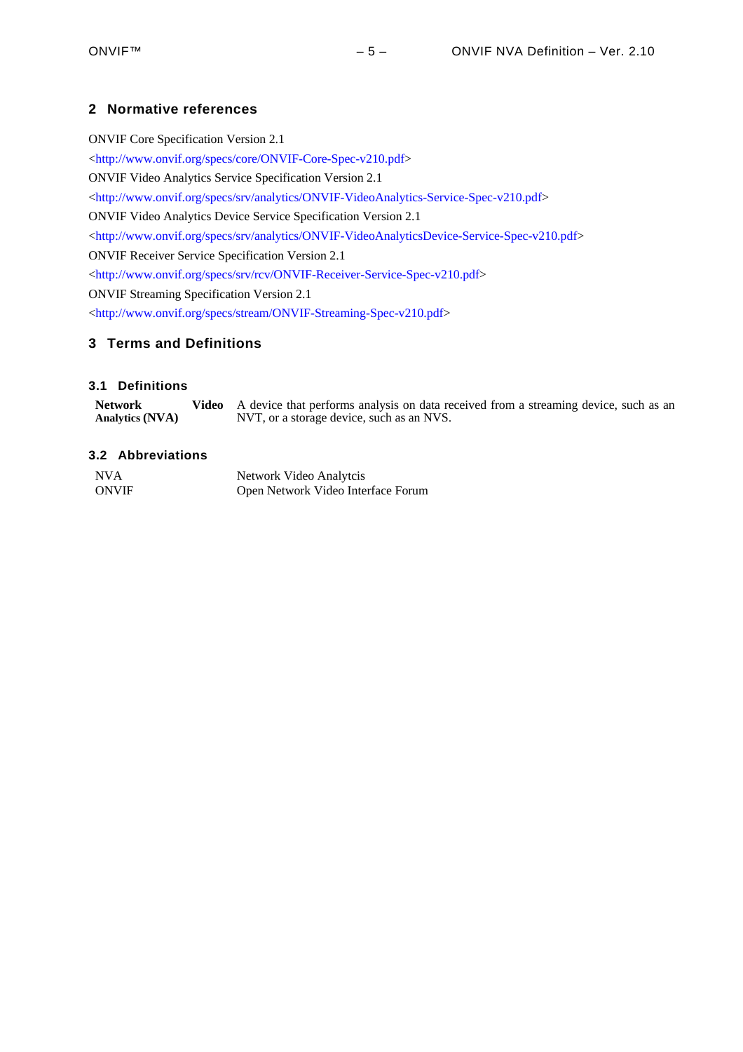## 2 Normative references

ONVIF Core Specification Version 2.1
<http://www.onvif.org/specs/core/ONVIF-Core-Spec-v210.pdf>
ONVIF Video Analytics Service Specification Version 2.1
<http://www.onvif.org/specs/srv/analytics/ONVIF-VideoAnalytics-Service-Spec-v210.pdf>
ONVIF Video Analytics Device Service Specification Version 2.1
<http://www.onvif.org/specs/srv/analytics/ONVIF-VideoAnalyticsDevice-Service-Spec-v210.pdf>
ONVIF Receiver Service Specification Version 2.1
<http://www.onvif.org/specs/srv/rcv/ONVIF-Receiver-Service-Spec-v210.pdf>
ONVIF Streaming Specification Version 2.1
<http://www.onvif.org/specs/stream/ONVIF-Streaming-Spec-v210.pdf>

## 3 Terms and Definitions

### 3.1 Definitions

| | |
|---|---|
| **Network Video Analytics (NVA)** | A device that performs analysis on data received from a streaming device, such as an NVT, or a storage device, such as an NVS. |

### 3.2 Abbreviations

| | |
|---|---|
| NVA | Network Video Analytcis |
| ONVIF | Open Network Video Interface Forum |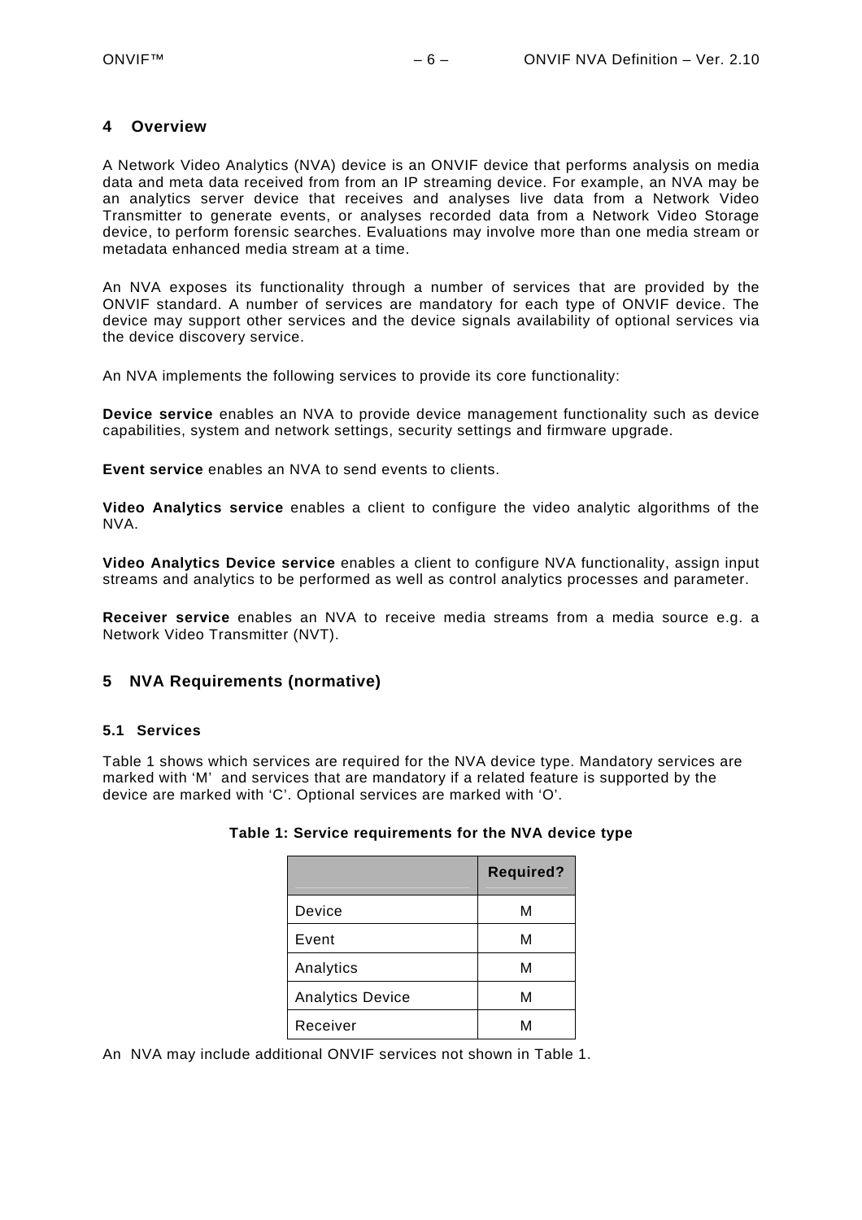# 4 Overview

A Network Video Analytics (NVA) device is an ONVIF device that performs analysis on media data and meta data received from from an IP streaming device. For example, an NVA may be an analytics server device that receives and analyses live data from a Network Video Transmitter to generate events, or analyses recorded data from a Network Video Storage device, to perform forensic searches. Evaluations may involve more than one media stream or metadata enhanced media stream at a time.

An NVA exposes its functionality through a number of services that are provided by the ONVIF standard. A number of services are mandatory for each type of ONVIF device. The device may support other services and the device signals availability of optional services via the device discovery service.

An NVA implements the following services to provide its core functionality:

**Device service** enables an NVA to provide device management functionality such as device capabilities, system and network settings, security settings and firmware upgrade.

**Event service** enables an NVA to send events to clients.

**Video Analytics service** enables a client to configure the video analytic algorithms of the NVA.

**Video Analytics Device service** enables a client to configure NVA functionality, assign input streams and analytics to be performed as well as control analytics processes and parameter.

**Receiver service** enables an NVA to receive media streams from a media source e.g. a Network Video Transmitter (NVT).

# 5 NVA Requirements (normative)

## 5.1 Services

Table 1 shows which services are required for the NVA device type. Mandatory services are marked with 'M' and services that are mandatory if a related feature is supported by the device are marked with 'C'. Optional services are marked with 'O'.

**Table 1: Service requirements for the NVA device type**

| | Required? |
|---|---|
| Device | M |
| Event | M |
| Analytics | M |
| Analytics Device | M |
| Receiver | M |

An NVA may include additional ONVIF services not shown in Table 1.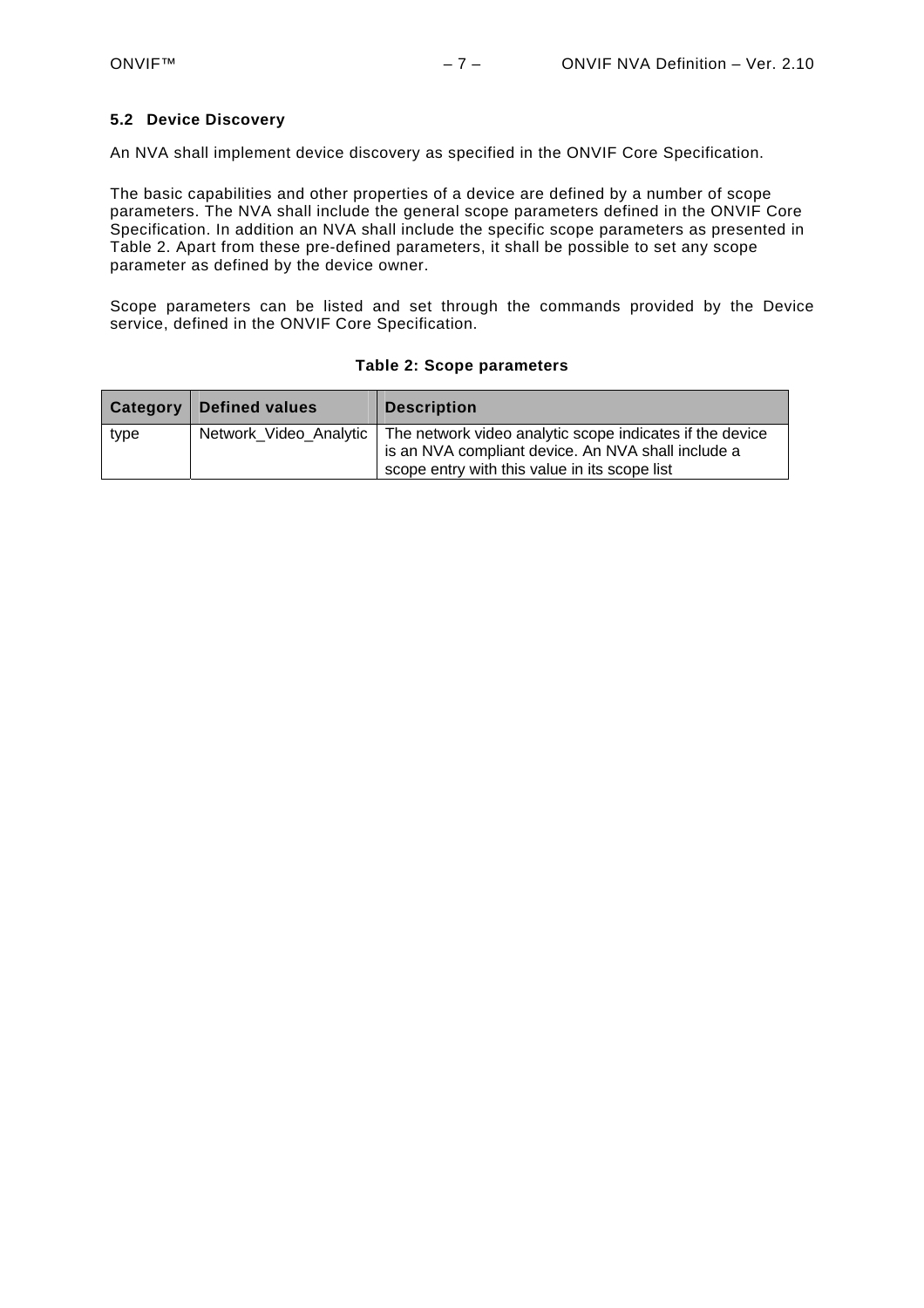### 5.2 Device Discovery

An NVA shall implement device discovery as specified in the ONVIF Core Specification.

The basic capabilities and other properties of a device are defined by a number of scope parameters. The NVA shall include the general scope parameters defined in the ONVIF Core Specification. In addition an NVA shall include the specific scope parameters as presented in Table 2. Apart from these pre-defined parameters, it shall be possible to set any scope parameter as defined by the device owner.

Scope parameters can be listed and set through the commands provided by the Device service, defined in the ONVIF Core Specification.

**Table 2: Scope parameters**

| Category | Defined values | Description |
| --- | --- | --- |
| type | Network_Video_Analytic | The network video analytic scope indicates if the device is an NVA compliant device. An NVA shall include a scope entry with this value in its scope list |